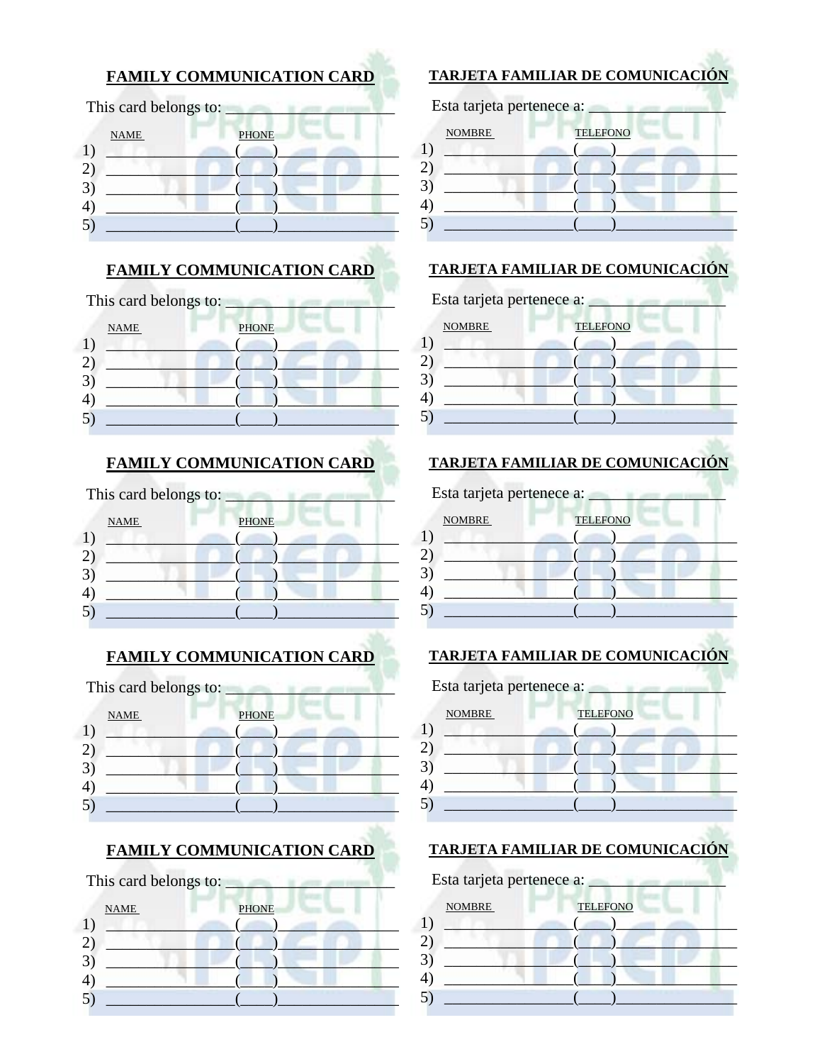**FAMILY COMMUNICATION CARD**

This card belongs to: ____________________

| | NAME | PHONE |
|---|---|---|
| 1) | ________________ | (____)_______________ |
| 2) | ________________ | (____)_______________ |
| 3) | ________________ | (____)_______________ |
| 4) | ________________ | (____)_______________ |
| 5) | ________________ | (____)_______________ |

**TARJETA FAMILIAR DE COMUNICACIÓN**

Esta tarjeta pertenece a: ________________

| | NOMBRE | TELEFONO |
|---|---|---|
| 1) | ________________ | (____)_______________ |
| 2) | ________________ | (____)_______________ |
| 3) | ________________ | (____)_______________ |
| 4) | ________________ | (____)_______________ |
| 5) | ________________ | (____)_______________ |

**FAMILY COMMUNICATION CARD**

This card belongs to: ____________________

| | NAME | PHONE |
|---|---|---|
| 1) | ________________ | (____)_______________ |
| 2) | ________________ | (____)_______________ |
| 3) | ________________ | (____)_______________ |
| 4) | ________________ | (____)_______________ |
| 5) | ________________ | (____)_______________ |

**TARJETA FAMILIAR DE COMUNICACIÓN**

Esta tarjeta pertenece a: ________________

| | NOMBRE | TELEFONO |
|---|---|---|
| 1) | ________________ | (____)_______________ |
| 2) | ________________ | (____)_______________ |
| 3) | ________________ | (____)_______________ |
| 4) | ________________ | (____)_______________ |
| 5) | ________________ | (____)_______________ |

**FAMILY COMMUNICATION CARD**

This card belongs to: ____________________

| | NAME | PHONE |
|---|---|---|
| 1) | ________________ | (____)_______________ |
| 2) | ________________ | (____)_______________ |
| 3) | ________________ | (____)_______________ |
| 4) | ________________ | (____)_______________ |
| 5) | ________________ | (____)_______________ |

**TARJETA FAMILIAR DE COMUNICACIÓN**

Esta tarjeta pertenece a: ________________

| | NOMBRE | TELEFONO |
|---|---|---|
| 1) | ________________ | (____)_______________ |
| 2) | ________________ | (____)_______________ |
| 3) | ________________ | (____)_______________ |
| 4) | ________________ | (____)_______________ |
| 5) | ________________ | (____)_______________ |

**FAMILY COMMUNICATION CARD**

This card belongs to: ____________________

| | NAME | PHONE |
|---|---|---|
| 1) | ________________ | (____)_______________ |
| 2) | ________________ | (____)_______________ |
| 3) | ________________ | (____)_______________ |
| 4) | ________________ | (____)_______________ |
| 5) | ________________ | (____)_______________ |

**TARJETA FAMILIAR DE COMUNICACIÓN**

Esta tarjeta pertenece a: ________________

| | NOMBRE | TELEFONO |
|---|---|---|
| 1) | ________________ | (____)_______________ |
| 2) | ________________ | (____)_______________ |
| 3) | ________________ | (____)_______________ |
| 4) | ________________ | (____)_______________ |
| 5) | ________________ | (____)_______________ |

**FAMILY COMMUNICATION CARD**

This card belongs to: ____________________

| | NAME | PHONE |
|---|---|---|
| 1) | ________________ | (____)_______________ |
| 2) | ________________ | (____)_______________ |
| 3) | ________________ | (____)_______________ |
| 4) | ________________ | (____)_______________ |
| 5) | ________________ | (____)_______________ |

**TARJETA FAMILIAR DE COMUNICACIÓN**

Esta tarjeta pertenece a: ________________

| | NOMBRE | TELEFONO |
|---|---|---|
| 1) | ________________ | (____)_______________ |
| 2) | ________________ | (____)_______________ |
| 3) | ________________ | (____)_______________ |
| 4) | ________________ | (____)_______________ |
| 5) | ________________ | (____)_______________ |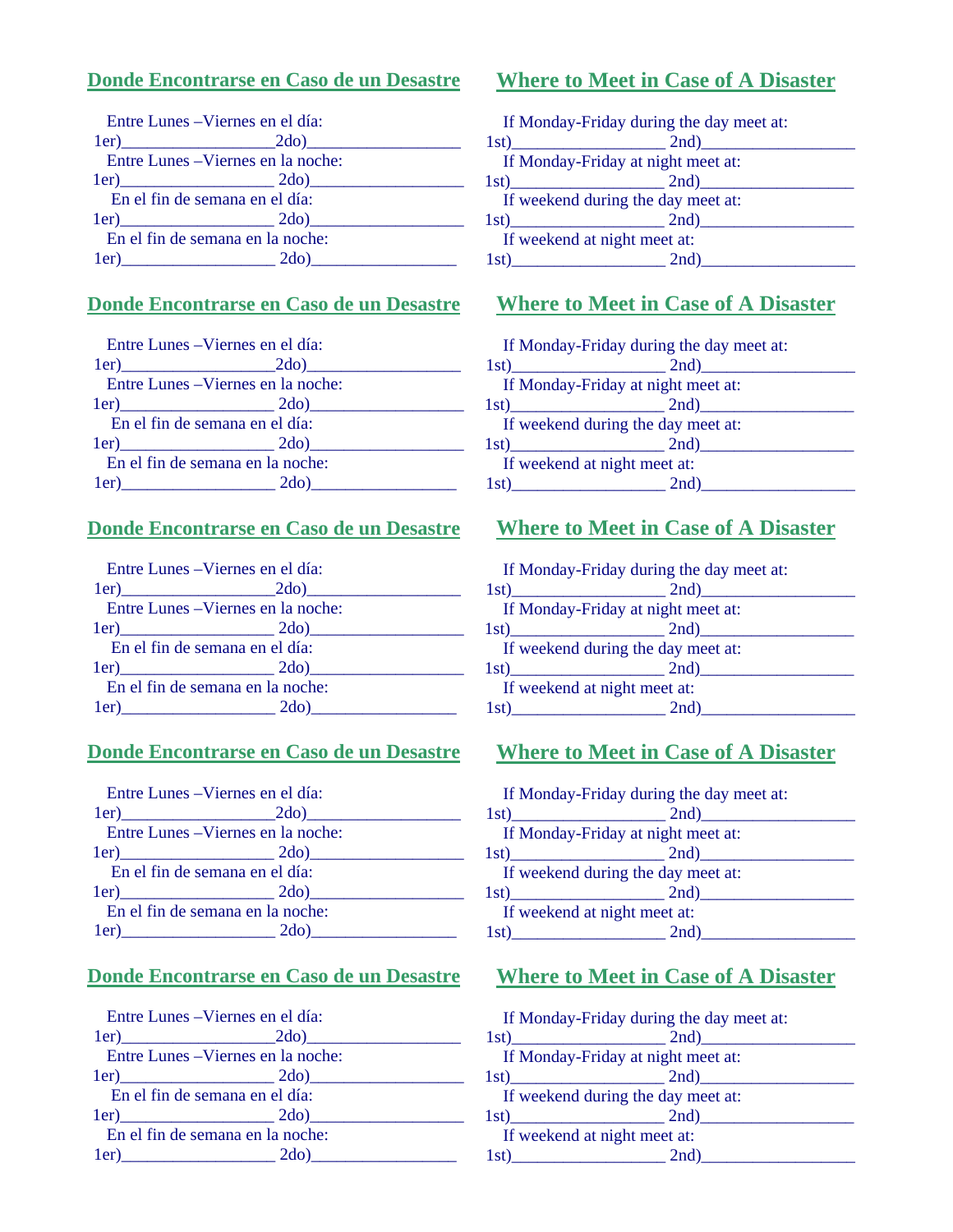## Donde Encontrarse en Caso de un Desastre

Entre Lunes –Viernes en el día:
1er)__________________2do)__________________
Entre Lunes –Viernes en la noche:
1er)__________________ 2do)__________________
En el fin de semana en el día:
1er)__________________ 2do)__________________
En el fin de semana en la noche:
1er)__________________ 2do)_________________

## Where to Meet in Case of A Disaster

If Monday-Friday during the day meet at:
1st)__________________ 2nd)__________________
If Monday-Friday at night meet at:
1st)__________________ 2nd)__________________
If weekend during the day meet at:
1st)__________________ 2nd)__________________
If weekend at night meet at:
1st)__________________ 2nd)__________________

## Donde Encontrarse en Caso de un Desastre

Entre Lunes –Viernes en el día:
1er)__________________2do)__________________
Entre Lunes –Viernes en la noche:
1er)__________________ 2do)__________________
En el fin de semana en el día:
1er)__________________ 2do)__________________
En el fin de semana en la noche:
1er)__________________ 2do)_________________

## Where to Meet in Case of A Disaster

If Monday-Friday during the day meet at:
1st)__________________ 2nd)__________________
If Monday-Friday at night meet at:
1st)__________________ 2nd)__________________
If weekend during the day meet at:
1st)__________________ 2nd)__________________
If weekend at night meet at:
1st)__________________ 2nd)__________________

## Donde Encontrarse en Caso de un Desastre

Entre Lunes –Viernes en el día:
1er)__________________2do)__________________
Entre Lunes –Viernes en la noche:
1er)__________________ 2do)__________________
En el fin de semana en el día:
1er)__________________ 2do)__________________
En el fin de semana en la noche:
1er)__________________ 2do)_________________

## Where to Meet in Case of A Disaster

If Monday-Friday during the day meet at:
1st)__________________ 2nd)__________________
If Monday-Friday at night meet at:
1st)__________________ 2nd)__________________
If weekend during the day meet at:
1st)__________________ 2nd)__________________
If weekend at night meet at:
1st)__________________ 2nd)__________________

## Donde Encontrarse en Caso de un Desastre

Entre Lunes –Viernes en el día:
1er)__________________2do)__________________
Entre Lunes –Viernes en la noche:
1er)__________________ 2do)__________________
En el fin de semana en el día:
1er)__________________ 2do)__________________
En el fin de semana en la noche:
1er)__________________ 2do)_________________

## Where to Meet in Case of A Disaster

If Monday-Friday during the day meet at:
1st)__________________ 2nd)__________________
If Monday-Friday at night meet at:
1st)__________________ 2nd)__________________
If weekend during the day meet at:
1st)__________________ 2nd)__________________
If weekend at night meet at:
1st)__________________ 2nd)__________________

## Donde Encontrarse en Caso de un Desastre

Entre Lunes –Viernes en el día:
1er)__________________2do)__________________
Entre Lunes –Viernes en la noche:
1er)__________________ 2do)__________________
En el fin de semana en el día:
1er)__________________ 2do)__________________
En el fin de semana en la noche:
1er)__________________ 2do)_________________

## Where to Meet in Case of A Disaster

If Monday-Friday during the day meet at:
1st)__________________ 2nd)__________________
If Monday-Friday at night meet at:
1st)__________________ 2nd)__________________
If weekend during the day meet at:
1st)__________________ 2nd)__________________
If weekend at night meet at:
1st)__________________ 2nd)__________________